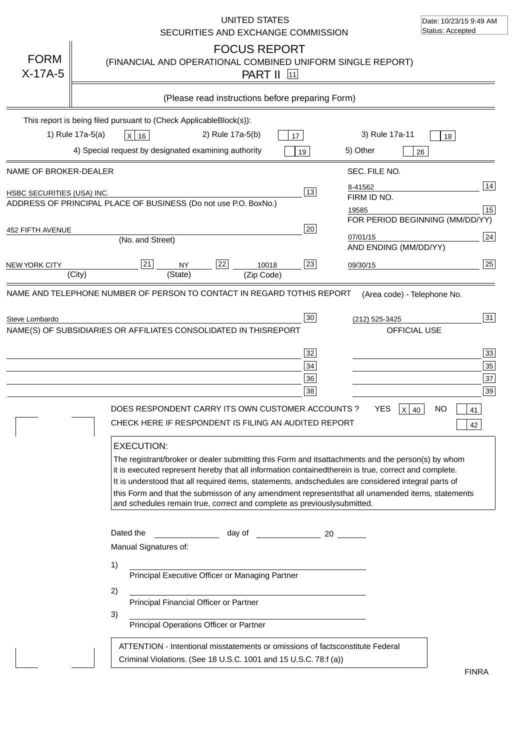Date: 10/23/15 9:49 AM
Status: Accepted

UNITED STATES
SECURITIES AND EXCHANGE COMMISSION

# FORM X-17A-5

## FOCUS REPORT
(FINANCIAL AND OPERATIONAL COMBINED UNIFORM SINGLE REPORT)
PART II [11]

(Please read instructions before preparing Form)

This report is being filed pursuant to (Check Applicable Block(s)):

1) Rule 17a-5(a) [X] [16]    2) Rule 17a-5(b) [ ] [17]    3) Rule 17a-11 [ ] [18]

4) Special request by designated examining authority [ ] [19]    5) Other [ ] [26]

| | |
|---|---|
| NAME OF BROKER-DEALER | SEC. FILE NO. |
| HSBC SECURITIES (USA) INC. [13] | 8-41562 [14] |
| ADDRESS OF PRINCIPAL PLACE OF BUSINESS (Do not use P.O. Box No.) | FIRM ID NO. |
| | 19585 [15] |
| 452 FIFTH AVENUE [20] | FOR PERIOD BEGINNING (MM/DD/YY) |
| (No. and Street) | 07/01/15 [24] |
| NEW YORK CITY [21] NY [22] 10018 [23] | AND ENDING (MM/DD/YY) |
| (City) (State) (Zip Code) | 09/30/15 [25] |

NAME AND TELEPHONE NUMBER OF PERSON TO CONTACT IN REGARD TO THIS REPORT    (Area code) - Telephone No.

Steve Lombardo [30]    (212) 525-3425 [31]

NAME(S) OF SUBSIDIARIES OR AFFILIATES CONSOLIDATED IN THIS REPORT    OFFICIAL USE

[32] [33]
[34] [35]
[36] [37]
[38] [39]

DOES RESPONDENT CARRY ITS OWN CUSTOMER ACCOUNTS ?    YES [X] [40]    NO [ ] [41]

CHECK HERE IF RESPONDENT IS FILING AN AUDITED REPORT [ ] [42]

**EXECUTION:**

The registrant/broker or dealer submitting this Form and its attachments and the person(s) by whom it is executed represent hereby that all information contained therein is true, correct and complete. It is understood that all required items, statements, and schedules are considered integral parts of this Form and that the submisson of any amendment represents that all unamended items, statements and schedules remain true, correct and complete as previously submitted.

Dated the ____________ day of ____________ 20 ______

Manual Signatures of:

1) ______________________________
Principal Executive Officer or Managing Partner

2) ______________________________
Principal Financial Officer or Partner

3) ______________________________
Principal Operations Officer or Partner

ATTENTION - Intentional misstatements or omissions of facts constitute Federal Criminal Violations. (See 18 U.S.C. 1001 and 15 U.S.C. 78:f (a))

FINRA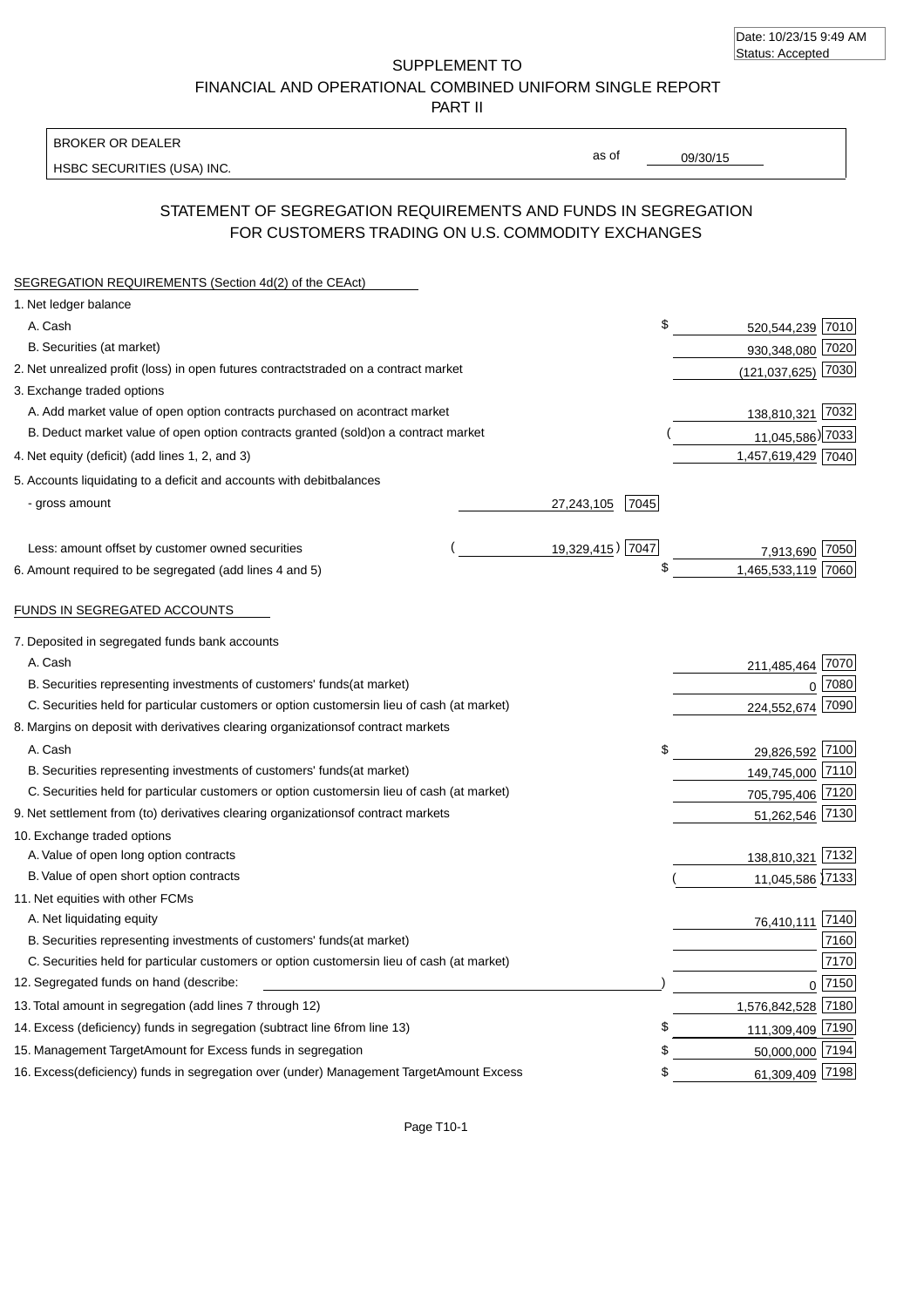Date: 10/23/15 9:49 AM
Status: Accepted

SUPPLEMENT TO
FINANCIAL AND OPERATIONAL COMBINED UNIFORM SINGLE REPORT
PART II

BROKER OR DEALER
HSBC SECURITIES (USA) INC.

as of 09/30/15

## STATEMENT OF SEGREGATION REQUIREMENTS AND FUNDS IN SEGREGATION FOR CUSTOMERS TRADING ON U.S. COMMODITY EXCHANGES

SEGREGATION REQUIREMENTS (Section 4d(2) of the CEAct)

| | | | | |
|---|---|---|---|---|
| 1. Net ledger balance | | | | |
| A. Cash | | | $ 520,544,239 | 7010 |
| B. Securities (at market) | | | 930,348,080 | 7020 |
| 2. Net unrealized profit (loss) in open futures contracts traded on a contract market | | | (121,037,625) | 7030 |
| 3. Exchange traded options | | | | |
| A. Add market value of open option contracts purchased on a contract market | | | 138,810,321 | 7032 |
| B. Deduct market value of open option contracts granted (sold) on a contract market | | | ( 11,045,586) | 7033 |
| 4. Net equity (deficit) (add lines 1, 2, and 3) | | | 1,457,619,429 | 7040 |
| 5. Accounts liquidating to a deficit and accounts with debit balances | | | | |
| - gross amount | 27,243,105 | 7045 | | |
| Less: amount offset by customer owned securities | ( 19,329,415) | 7047 | 7,913,690 | 7050 |
| 6. Amount required to be segregated (add lines 4 and 5) | | | $ 1,465,533,119 | 7060 |

FUNDS IN SEGREGATED ACCOUNTS

| | | |
|---|---|---|
| 7. Deposited in segregated funds bank accounts | | |
| A. Cash | 211,485,464 | 7070 |
| B. Securities representing investments of customers' funds (at market) | 0 | 7080 |
| C. Securities held for particular customers or option customers in lieu of cash (at market) | 224,552,674 | 7090 |
| 8. Margins on deposit with derivatives clearing organizations of contract markets | | |
| A. Cash | $ 29,826,592 | 7100 |
| B. Securities representing investments of customers' funds (at market) | 149,745,000 | 7110 |
| C. Securities held for particular customers or option customers in lieu of cash (at market) | 705,795,406 | 7120 |
| 9. Net settlement from (to) derivatives clearing organizations of contract markets | 51,262,546 | 7130 |
| 10. Exchange traded options | | |
| A. Value of open long option contracts | 138,810,321 | 7132 |
| B. Value of open short option contracts | ( 11,045,586) | 7133 |
| 11. Net equities with other FCMs | | |
| A. Net liquidating equity | 76,410,111 | 7140 |
| B. Securities representing investments of customers' funds (at market) | | 7160 |
| C. Securities held for particular customers or option customers in lieu of cash (at market) | | 7170 |
| 12. Segregated funds on hand (describe: ) | 0 | 7150 |
| 13. Total amount in segregation (add lines 7 through 12) | 1,576,842,528 | 7180 |
| 14. Excess (deficiency) funds in segregation (subtract line 6 from line 13) | $ 111,309,409 | 7190 |
| 15. Management Target Amount for Excess funds in segregation | $ 50,000,000 | 7194 |
| 16. Excess (deficiency) funds in segregation over (under) Management Target Amount Excess | $ 61,309,409 | 7198 |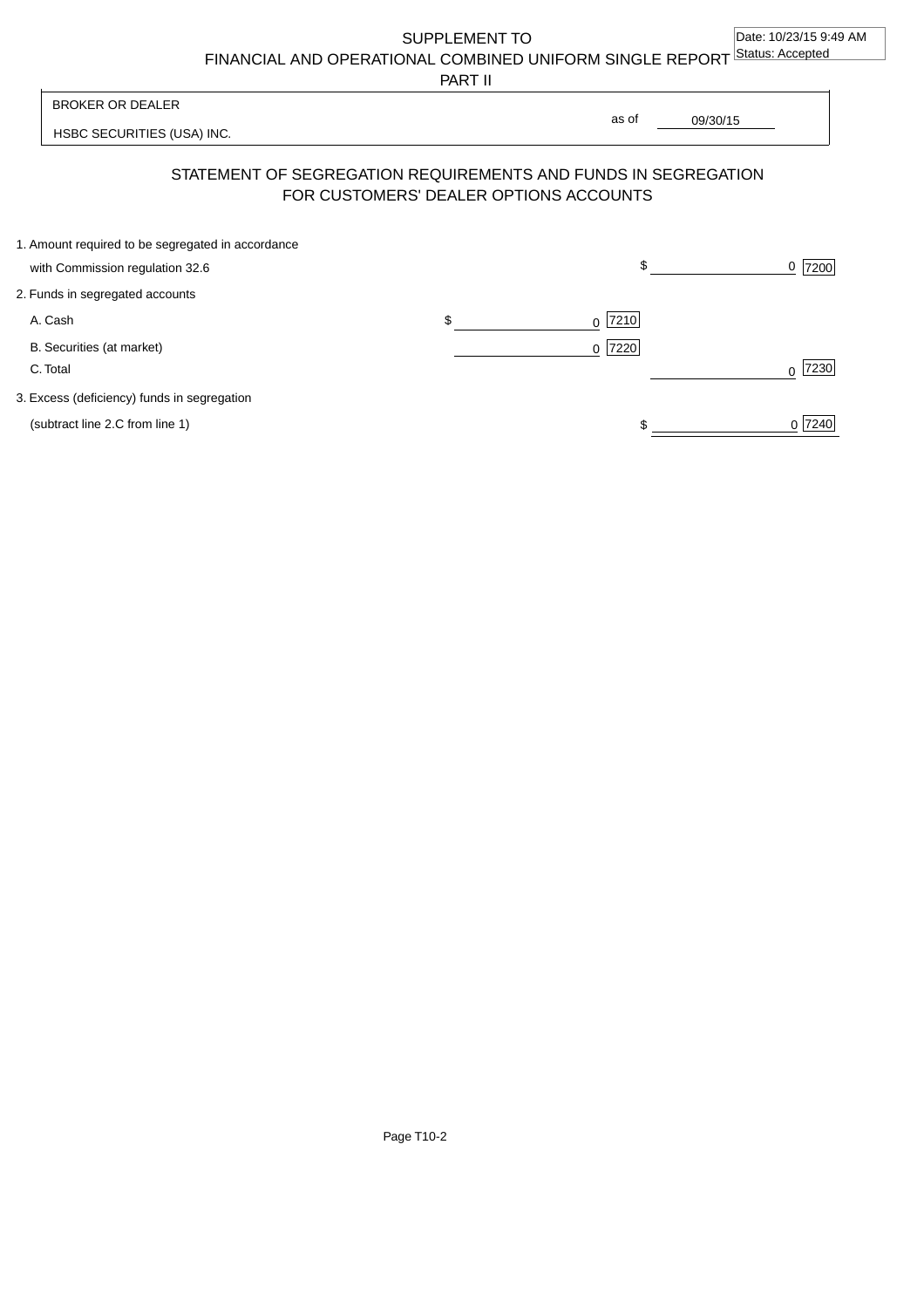SUPPLEMENT TO
FINANCIAL AND OPERATIONAL COMBINED UNIFORM SINGLE REPORT
PART II

Date: 10/23/15 9:49 AM
Status: Accepted

BROKER OR DEALER

HSBC SECURITIES (USA) INC.

as of 09/30/15

## STATEMENT OF SEGREGATION REQUIREMENTS AND FUNDS IN SEGREGATION FOR CUSTOMERS' DEALER OPTIONS ACCOUNTS

| | | |
|---|---|---|
| 1. Amount required to be segregated in accordance with Commission regulation 32.6 | | $ 0 [7200] |
| 2. Funds in segregated accounts | | |
| A. Cash | $ 0 [7210] | |
| B. Securities (at market) | 0 [7220] | |
| C. Total | | 0 [7230] |
| 3. Excess (deficiency) funds in segregation (subtract line 2.C from line 1) | | $ 0 [7240] |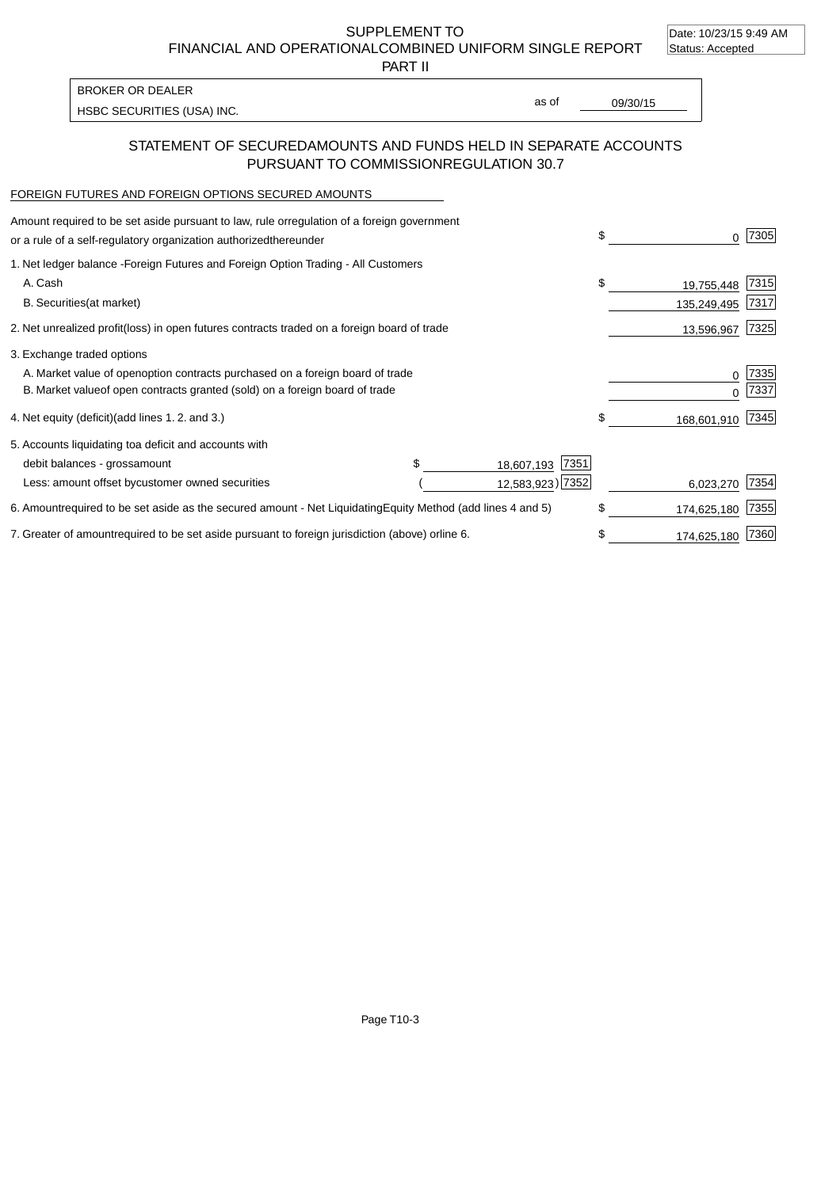SUPPLEMENT TO
FINANCIAL AND OPERATIONALCOMBINED UNIFORM SINGLE REPORT
PART II

Date: 10/23/15 9:49 AM
Status: Accepted

BROKER OR DEALER
HSBC SECURITIES (USA) INC.

as of 09/30/15

# STATEMENT OF SECUREDAMOUNTS AND FUNDS HELD IN SEPARATE ACCOUNTS PURSUANT TO COMMISSIONREGULATION 30.7

FOREIGN FUTURES AND FOREIGN OPTIONS SECURED AMOUNTS

| | | | | |
|---|---|---|---|---|
| Amount required to be set aside pursuant to law, rule orregulation of a foreign government or a rule of a self-regulatory organization authorizedthereunder | | | $ 0 | 7305 |
| 1. Net ledger balance -Foreign Futures and Foreign Option Trading - All Customers | | | | |
| A. Cash | | | $ 19,755,448 | 7315 |
| B. Securities(at market) | | | 135,249,495 | 7317 |
| 2. Net unrealized profit(loss) in open futures contracts traded on a foreign board of trade | | | 13,596,967 | 7325 |
| 3. Exchange traded options | | | | |
| A. Market value of openoption contracts purchased on a foreign board of trade | | | 0 | 7335 |
| B. Market valueof open contracts granted (sold) on a foreign board of trade | | | 0 | 7337 |
| 4. Net equity (deficit)(add lines 1. 2. and 3.) | | | $ 168,601,910 | 7345 |
| 5. Accounts liquidating toa deficit and accounts with | | | | |
| debit balances - grossamount | $ 18,607,193 | 7351 | | |
| Less: amount offset bycustomer owned securities | ( 12,583,923) | 7352 | 6,023,270 | 7354 |
| 6. Amountrequired to be set aside as the secured amount - Net LiquidatingEquity Method (add lines 4 and 5) | | | $ 174,625,180 | 7355 |
| 7. Greater of amountrequired to be set aside pursuant to foreign jurisdiction (above) orline 6. | | | $ 174,625,180 | 7360 |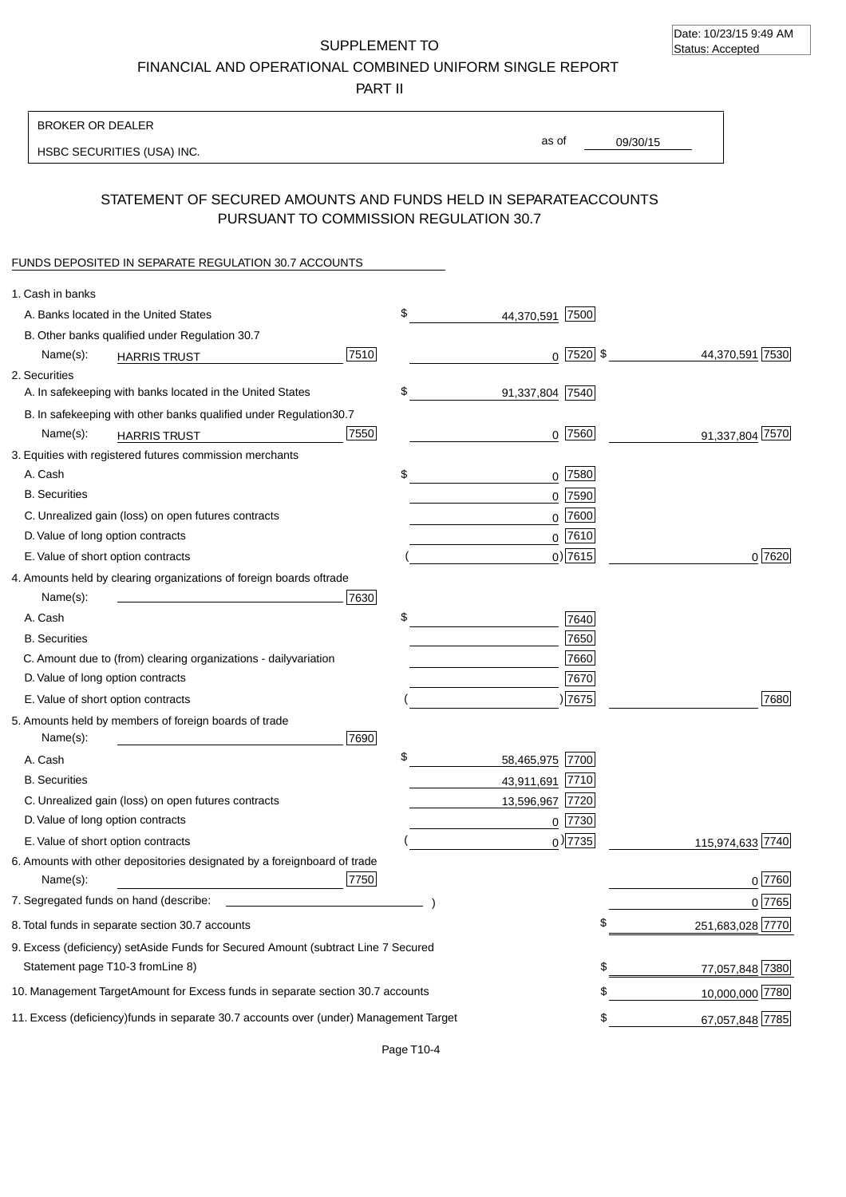Date: 10/23/15 9:49 AM
Status: Accepted

SUPPLEMENT TO
FINANCIAL AND OPERATIONAL COMBINED UNIFORM SINGLE REPORT
PART II

BROKER OR DEALER
HSBC SECURITIES (USA) INC.

as of 09/30/15

## STATEMENT OF SECURED AMOUNTS AND FUNDS HELD IN SEPARATEACCOUNTS PURSUANT TO COMMISSION REGULATION 30.7

FUNDS DEPOSITED IN SEPARATE REGULATION 30.7 ACCOUNTS

| | | | | |
|---|---|---|---|---|
| 1. Cash in banks | | | | |
| A. Banks located in the United States | | $ 44,370,591 | 7500 | |
| B. Other banks qualified under Regulation 30.7 Name(s): HARRIS TRUST | 7510 | 0 | 7520 | $ 44,370,591 7530 |
| 2. Securities | | | | |
| A. In safekeeping with banks located in the United States | | $ 91,337,804 | 7540 | |
| B. In safekeeping with other banks qualified under Regulation30.7 Name(s): HARRIS TRUST | 7550 | 0 | 7560 | 91,337,804 7570 |
| 3. Equities with registered futures commission merchants | | | | |
| A. Cash | | $ 0 | 7580 | |
| B. Securities | | 0 | 7590 | |
| C. Unrealized gain (loss) on open futures contracts | | 0 | 7600 | |
| D. Value of long option contracts | | 0 | 7610 | |
| E. Value of short option contracts | | ( 0) | 7615 | 0 7620 |
| 4. Amounts held by clearing organizations of foreign boards oftrade Name(s): | 7630 | | | |
| A. Cash | | $ | 7640 | |
| B. Securities | | | 7650 | |
| C. Amount due to (from) clearing organizations - dailyvariation | | | 7660 | |
| D. Value of long option contracts | | | 7670 | |
| E. Value of short option contracts | | ( ) | 7675 | 7680 |
| 5. Amounts held by members of foreign boards of trade Name(s): | 7690 | | | |
| A. Cash | | $ 58,465,975 | 7700 | |
| B. Securities | | 43,911,691 | 7710 | |
| C. Unrealized gain (loss) on open futures contracts | | 13,596,967 | 7720 | |
| D. Value of long option contracts | | 0 | 7730 | |
| E. Value of short option contracts | | ( 0) | 7735 | 115,974,633 7740 |
| 6. Amounts with other depositories designated by a foreignboard of trade Name(s): | 7750 | | | 0 7760 |
| 7. Segregated funds on hand (describe: ) | | | | 0 7765 |
| 8. Total funds in separate section 30.7 accounts | | | | $ 251,683,028 7770 |
| 9. Excess (deficiency) setAside Funds for Secured Amount (subtract Line 7 Secured Statement page T10-3 fromLine 8) | | | | $ 77,057,848 7380 |
| 10. Management TargetAmount for Excess funds in separate section 30.7 accounts | | | | $ 10,000,000 7780 |
| 11. Excess (deficiency)funds in separate 30.7 accounts over (under) Management Target | | | | $ 67,057,848 7785 |

Page T10-4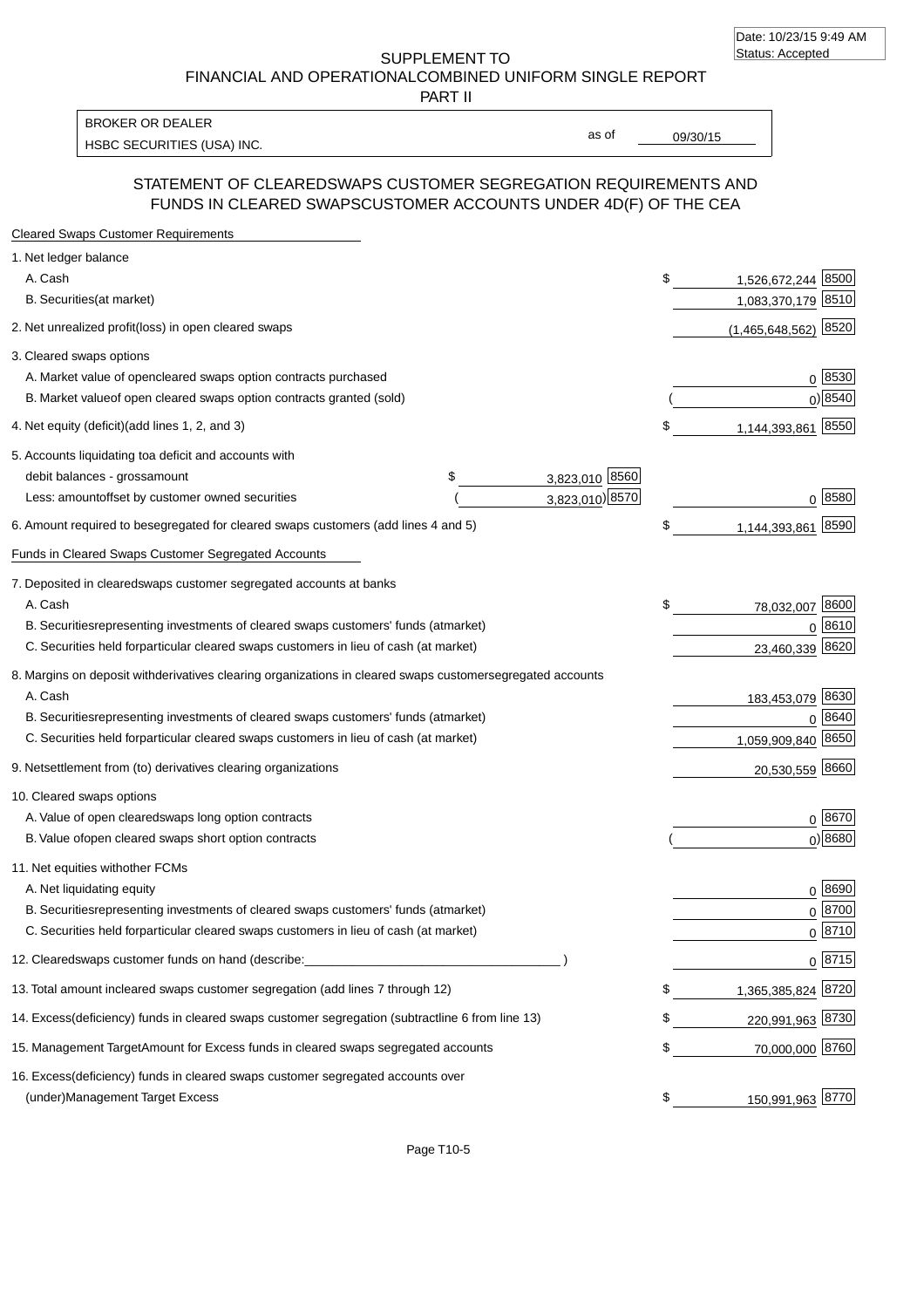Date: 10/23/15 9:49 AM
Status: Accepted

SUPPLEMENT TO
FINANCIAL AND OPERATIONALCOMBINED UNIFORM SINGLE REPORT
PART II

BROKER OR DEALER
HSBC SECURITIES (USA) INC.

as of 09/30/15

## STATEMENT OF CLEAREDSWAPS CUSTOMER SEGREGATION REQUIREMENTS AND FUNDS IN CLEARED SWAPSCUSTOMER ACCOUNTS UNDER 4D(F) OF THE CEA

**Cleared Swaps Customer Requirements**

| | | | | |
|---|---|---|---|---|
| 1. Net ledger balance | | | | |
| A. Cash | | | $ 1,526,672,244 | 8500 |
| B. Securities(at market) | | | 1,083,370,179 | 8510 |
| 2. Net unrealized profit(loss) in open cleared swaps | | | (1,465,648,562) | 8520 |
| 3. Cleared swaps options | | | | |
| A. Market value of opencleared swaps option contracts purchased | | | 0 | 8530 |
| B. Market valueof open cleared swaps option contracts granted (sold) | | | ( 0) | 8540 |
| 4. Net equity (deficit)(add lines 1, 2, and 3) | | | $ 1,144,393,861 | 8550 |
| 5. Accounts liquidating toa deficit and accounts with debit balances - grossamount | $ 3,823,010 | 8560 | | |
| Less: amountoffset by customer owned securities | ( 3,823,010) | 8570 | 0 | 8580 |
| 6. Amount required to besegregated for cleared swaps customers (add lines 4 and 5) | | | $ 1,144,393,861 | 8590 |

**Funds in Cleared Swaps Customer Segregated Accounts**

| | | |
|---|---|---|
| 7. Deposited in clearedswaps customer segregated accounts at banks | | |
| A. Cash | $ 78,032,007 | 8600 |
| B. Securitiesrepresenting investments of cleared swaps customers' funds (atmarket) | 0 | 8610 |
| C. Securities held forparticular cleared swaps customers in lieu of cash (at market) | 23,460,339 | 8620 |
| 8. Margins on deposit withderivatives clearing organizations in cleared swaps customersegregated accounts | | |
| A. Cash | 183,453,079 | 8630 |
| B. Securitiesrepresenting investments of cleared swaps customers' funds (atmarket) | 0 | 8640 |
| C. Securities held forparticular cleared swaps customers in lieu of cash (at market) | 1,059,909,840 | 8650 |
| 9. Netsettlement from (to) derivatives clearing organizations | 20,530,559 | 8660 |
| 10. Cleared swaps options | | |
| A. Value of open clearedswaps long option contracts | 0 | 8670 |
| B. Value ofopen cleared swaps short option contracts | ( 0) | 8680 |
| 11. Net equities withother FCMs | | |
| A. Net liquidating equity | 0 | 8690 |
| B. Securitiesrepresenting investments of cleared swaps customers' funds (atmarket) | 0 | 8700 |
| C. Securities held forparticular cleared swaps customers in lieu of cash (at market) | 0 | 8710 |
| 12. Clearedswaps customer funds on hand (describe: ____________________ ) | 0 | 8715 |
| 13. Total amount incleared swaps customer segregation (add lines 7 through 12) | $ 1,365,385,824 | 8720 |
| 14. Excess(deficiency) funds in cleared swaps customer segregation (subtractline 6 from line 13) | $ 220,991,963 | 8730 |
| 15. Management TargetAmount for Excess funds in cleared swaps segregated accounts | $ 70,000,000 | 8760 |
| 16. Excess(deficiency) funds in cleared swaps customer segregated accounts over (under)Management Target Excess | $ 150,991,963 | 8770 |

Page T10-5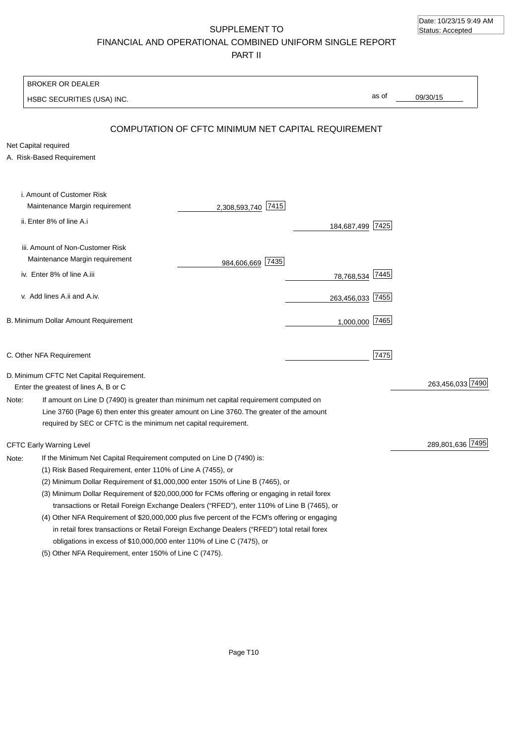Date: 10/23/15 9:49 AM
Status: Accepted

# SUPPLEMENT TO
# FINANCIAL AND OPERATIONAL COMBINED UNIFORM SINGLE REPORT
# PART II

BROKER OR DEALER

HSBC SECURITIES (USA) INC.

as of 09/30/15

## COMPUTATION OF CFTC MINIMUM NET CAPITAL REQUIREMENT

Net Capital required

A. Risk-Based Requirement

| | | | |
|---|---|---|---|
| i. Amount of Customer Risk Maintenance Margin requirement | 2,308,593,740 [7415] | | |
| ii. Enter 8% of line A.i | | 184,687,499 [7425] | |
| iii. Amount of Non-Customer Risk Maintenance Margin requirement | 984,606,669 [7435] | | |
| iv. Enter 8% of line A.iii | | 78,768,534 [7445] | |
| v. Add lines A.ii and A.iv. | | 263,456,033 [7455] | |
| B. Minimum Dollar Amount Requirement | | 1,000,000 [7465] | |
| C. Other NFA Requirement | | [7475] | |
| D. Minimum CFTC Net Capital Requirement. Enter the greatest of lines A, B or C | | | 263,456,033 [7490] |

Note: If amount on Line D (7490) is greater than minimum net capital requirement computed on Line 3760 (Page 6) then enter this greater amount on Line 3760. The greater of the amount required by SEC or CFTC is the minimum net capital requirement.

CFTC Early Warning Level — 289,801,636 [7495]

Note: If the Minimum Net Capital Requirement computed on Line D (7490) is:

(1) Risk Based Requirement, enter 110% of Line A (7455), or

(2) Minimum Dollar Requirement of $1,000,000 enter 150% of Line B (7465), or

(3) Minimum Dollar Requirement of $20,000,000 for FCMs offering or engaging in retail forex transactions or Retail Foreign Exchange Dealers ("RFED"), enter 110% of Line B (7465), or

(4) Other NFA Requirement of $20,000,000 plus five percent of the FCM's offering or engaging in retail forex transactions or Retail Foreign Exchange Dealers ("RFED") total retail forex obligations in excess of $10,000,000 enter 110% of Line C (7475), or

(5) Other NFA Requirement, enter 150% of Line C (7475).

Page T10